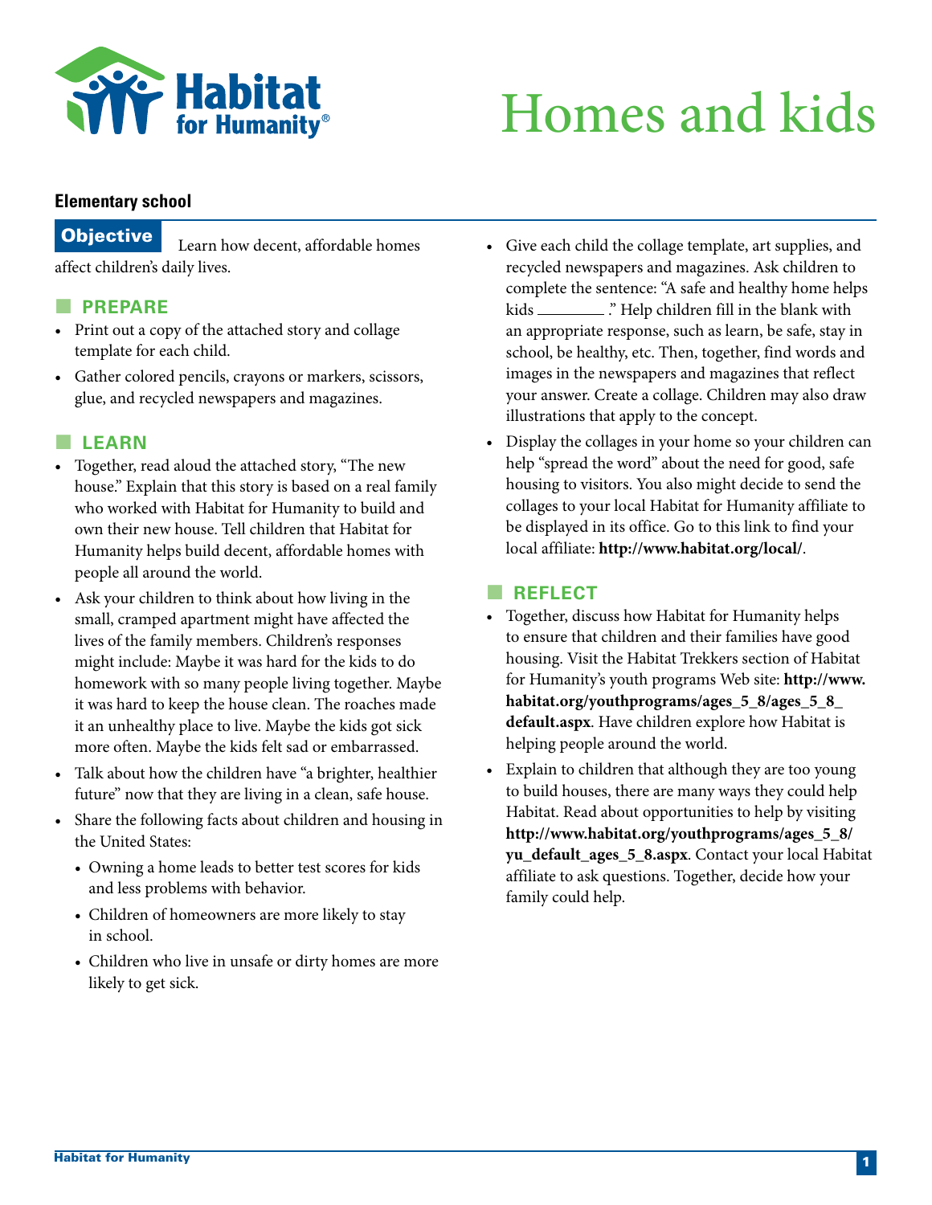# Homes and kids

**Elementary school**

**Objective** Learn how decent, affordable homes affect children's daily lives.

## PREPARE

- Print out a copy of the attached story and collage template for each child.
- Gather colored pencils, crayons or markers, scissors, glue, and recycled newspapers and magazines.

## LEARN

- Together, read aloud the attached story, "The new house." Explain that this story is based on a real family who worked with Habitat for Humanity to build and own their new house. Tell children that Habitat for Humanity helps build decent, affordable homes with people all around the world.
- Ask your children to think about how living in the small, cramped apartment might have affected the lives of the family members. Children's responses might include: Maybe it was hard for the kids to do homework with so many people living together. Maybe it was hard to keep the house clean. The roaches made it an unhealthy place to live. Maybe the kids got sick more often. Maybe the kids felt sad or embarrassed.
- Talk about how the children have "a brighter, healthier future" now that they are living in a clean, safe house.
- Share the following facts about children and housing in the United States:
  - Owning a home leads to better test scores for kids and less problems with behavior.
  - Children of homeowners are more likely to stay in school.
  - Children who live in unsafe or dirty homes are more likely to get sick.
- Give each child the collage template, art supplies, and recycled newspapers and magazines. Ask children to complete the sentence: "A safe and healthy home helps kids ________ ." Help children fill in the blank with an appropriate response, such as learn, be safe, stay in school, be healthy, etc. Then, together, find words and images in the newspapers and magazines that reflect your answer. Create a collage. Children may also draw illustrations that apply to the concept.
- Display the collages in your home so your children can help "spread the word" about the need for good, safe housing to visitors. You also might decide to send the collages to your local Habitat for Humanity affiliate to be displayed in its office. Go to this link to find your local affiliate: **http://www.habitat.org/local/**.

## REFLECT

- Together, discuss how Habitat for Humanity helps to ensure that children and their families have good housing. Visit the Habitat Trekkers section of Habitat for Humanity's youth programs Web site: **http://www.habitat.org/youthprograms/ages_5_8/ages_5_8_default.aspx**. Have children explore how Habitat is helping people around the world.
- Explain to children that although they are too young to build houses, there are many ways they could help Habitat. Read about opportunities to help by visiting **http://www.habitat.org/youthprograms/ages_5_8/yu_default_ages_5_8.aspx**. Contact your local Habitat affiliate to ask questions. Together, decide how your family could help.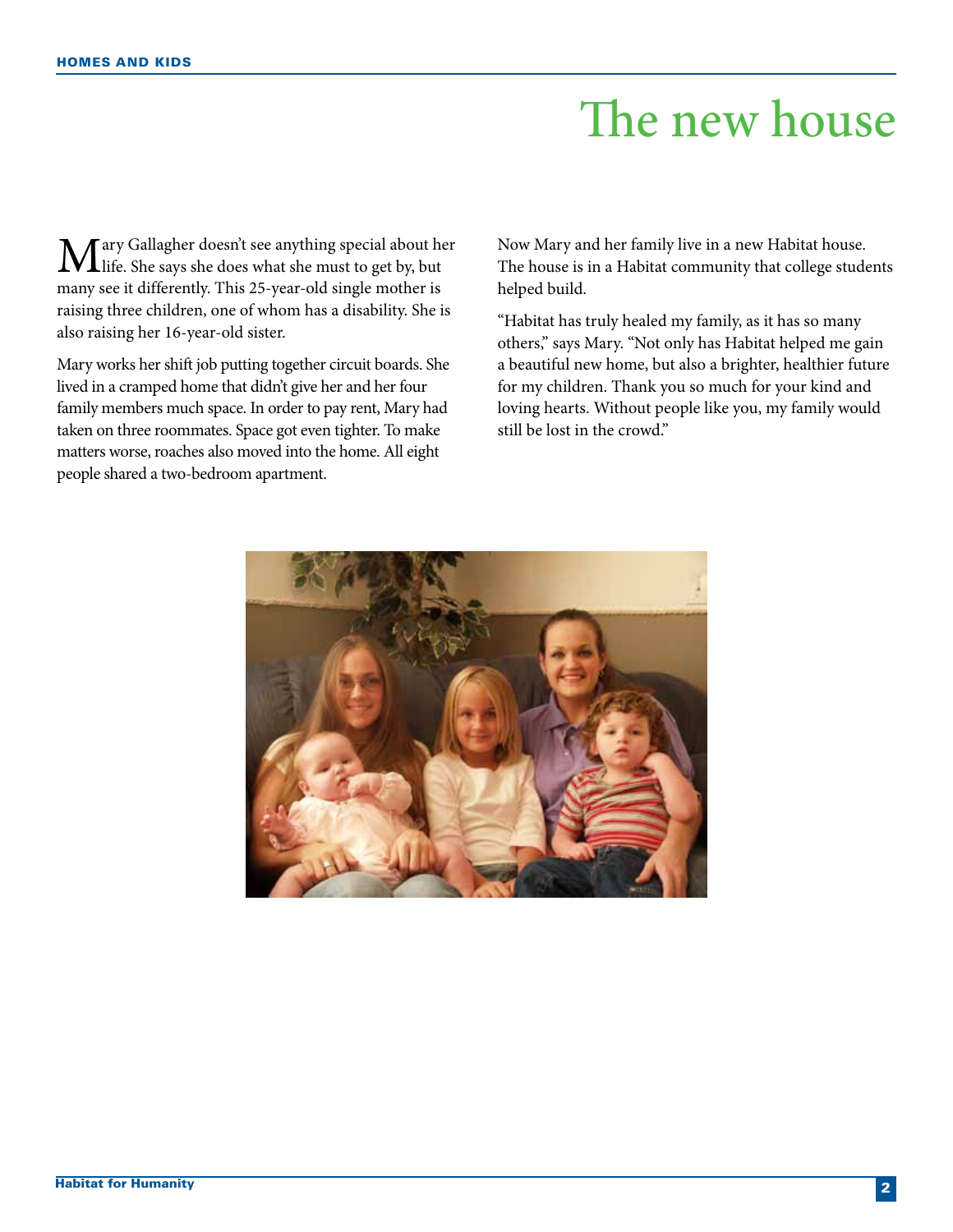# The new house

Mary Gallagher doesn't see anything special about her life. She says she does what she must to get by, but many see it differently. This 25-year-old single mother is raising three children, one of whom has a disability. She is also raising her 16-year-old sister.

Mary works her shift job putting together circuit boards. She lived in a cramped home that didn't give her and her four family members much space. In order to pay rent, Mary had taken on three roommates. Space got even tighter. To make matters worse, roaches also moved into the home. All eight people shared a two-bedroom apartment.

Now Mary and her family live in a new Habitat house. The house is in a Habitat community that college students helped build.

"Habitat has truly healed my family, as it has so many others," says Mary. "Not only has Habitat helped me gain a beautiful new home, but also a brighter, healthier future for my children. Thank you so much for your kind and loving hearts. Without people like you, my family would still be lost in the crowd."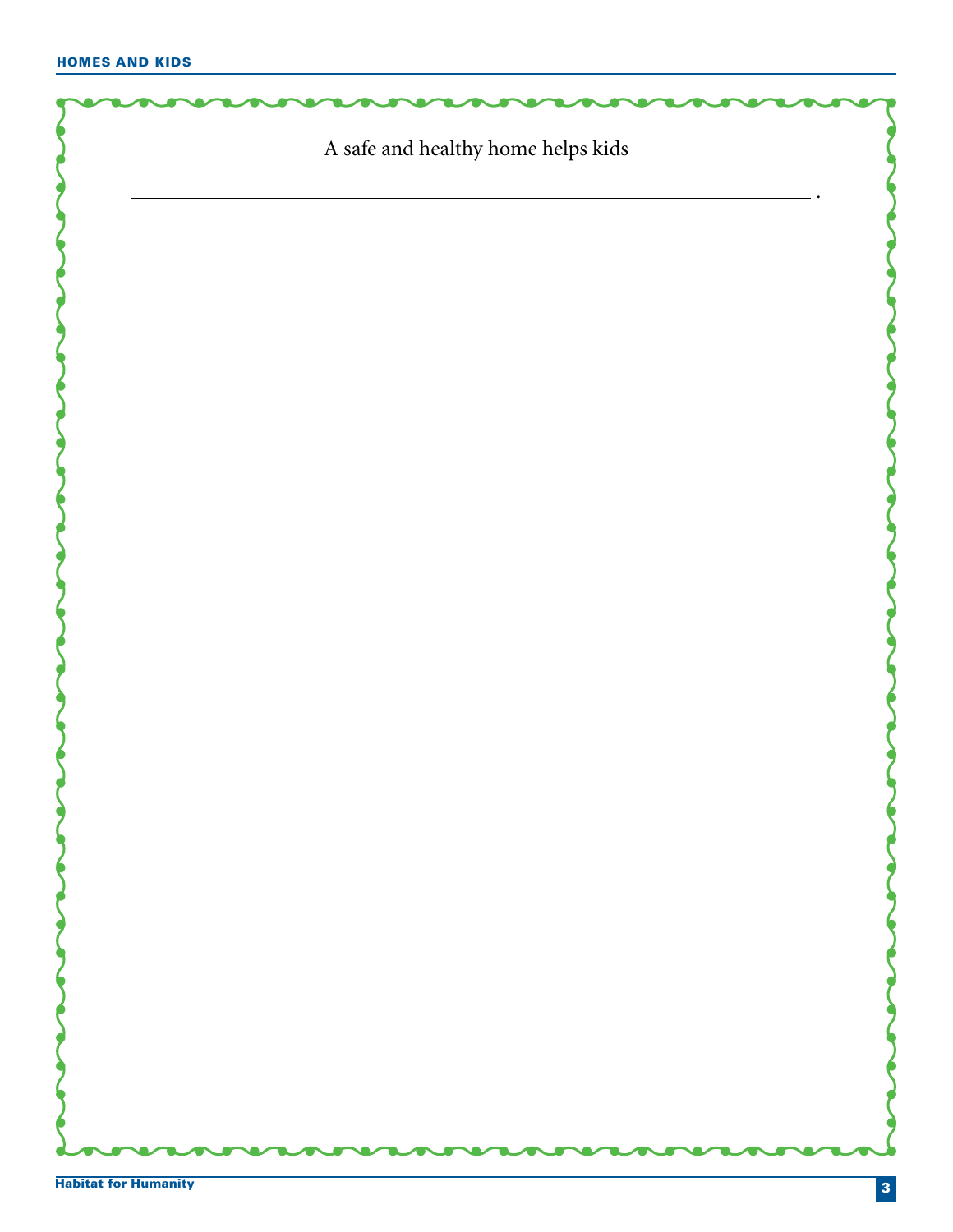A safe and healthy home helps kids

______________________________________________________________________ .